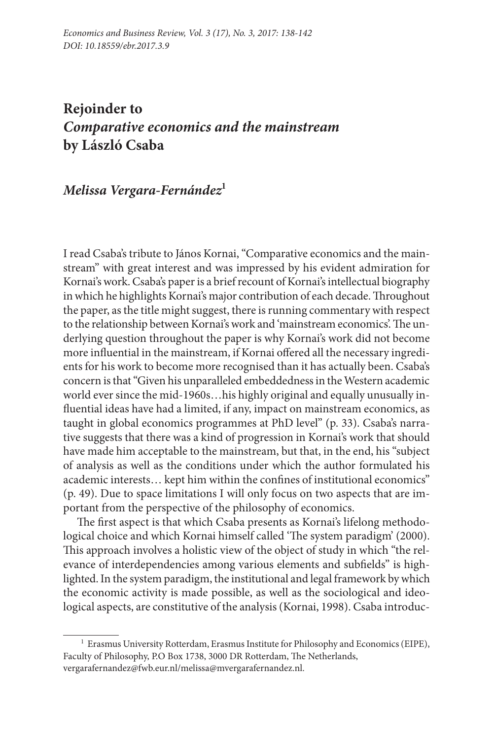# Rejoinder to *Comparative economics and the mainstream* by László Csaba

## *Melissa Vergara-Fernández*[1]

I read Csaba's tribute to János Kornai, "Comparative economics and the mainstream" with great interest and was impressed by his evident admiration for Kornai's work. Csaba's paper is a brief recount of Kornai's intellectual biography in which he highlights Kornai's major contribution of each decade. Throughout the paper, as the title might suggest, there is running commentary with respect to the relationship between Kornai's work and 'mainstream economics'. The underlying question throughout the paper is why Kornai's work did not become more influential in the mainstream, if Kornai offered all the necessary ingredients for his work to become more recognised than it has actually been. Csaba's concern is that "Given his unparalleled embeddedness in the Western academic world ever since the mid-1960s…his highly original and equally unusually influential ideas have had a limited, if any, impact on mainstream economics, as taught in global economics programmes at PhD level" (p. 33). Csaba's narrative suggests that there was a kind of progression in Kornai's work that should have made him acceptable to the mainstream, but that, in the end, his "subject of analysis as well as the conditions under which the author formulated his academic interests… kept him within the confines of institutional economics" (p. 49). Due to space limitations I will only focus on two aspects that are important from the perspective of the philosophy of economics.

The first aspect is that which Csaba presents as Kornai's lifelong methodological choice and which Kornai himself called 'The system paradigm' (2000). This approach involves a holistic view of the object of study in which "the relevance of interdependencies among various elements and subfields" is highlighted. In the system paradigm, the institutional and legal framework by which the economic activity is made possible, as well as the sociological and ideological aspects, are constitutive of the analysis (Kornai, 1998). Csaba introduc-

[1] Erasmus University Rotterdam, Erasmus Institute for Philosophy and Economics (EIPE), Faculty of Philosophy, P.O Box 1738, 3000 DR Rotterdam, The Netherlands, vergarafernandez@fwb.eur.nl/melissa@mvergarafernandez.nl.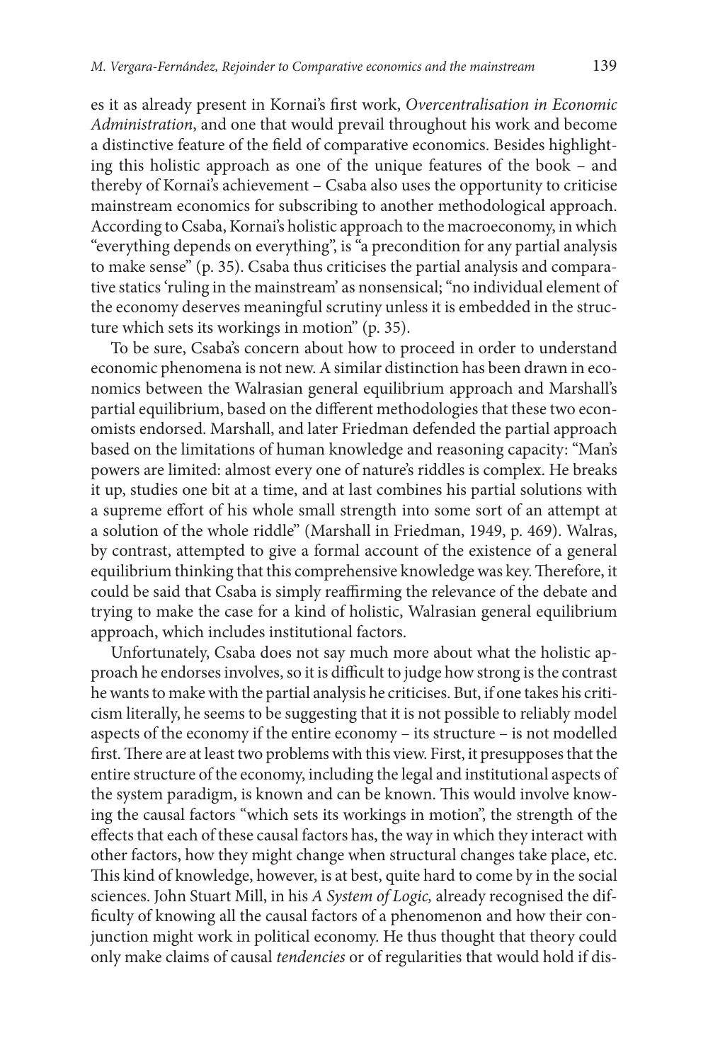es it as already present in Kornai's first work, *Overcentralisation in Economic Administration*, and one that would prevail throughout his work and become a distinctive feature of the field of comparative economics. Besides highlighting this holistic approach as one of the unique features of the book – and thereby of Kornai's achievement – Csaba also uses the opportunity to criticise mainstream economics for subscribing to another methodological approach. According to Csaba, Kornai's holistic approach to the macroeconomy, in which "everything depends on everything", is "a precondition for any partial analysis to make sense" (p. 35). Csaba thus criticises the partial analysis and comparative statics 'ruling in the mainstream' as nonsensical; "no individual element of the economy deserves meaningful scrutiny unless it is embedded in the structure which sets its workings in motion" (p. 35).

To be sure, Csaba's concern about how to proceed in order to understand economic phenomena is not new. A similar distinction has been drawn in economics between the Walrasian general equilibrium approach and Marshall's partial equilibrium, based on the different methodologies that these two economists endorsed. Marshall, and later Friedman defended the partial approach based on the limitations of human knowledge and reasoning capacity: "Man's powers are limited: almost every one of nature's riddles is complex. He breaks it up, studies one bit at a time, and at last combines his partial solutions with a supreme effort of his whole small strength into some sort of an attempt at a solution of the whole riddle" (Marshall in Friedman, 1949, p. 469). Walras, by contrast, attempted to give a formal account of the existence of a general equilibrium thinking that this comprehensive knowledge was key. Therefore, it could be said that Csaba is simply reaffirming the relevance of the debate and trying to make the case for a kind of holistic, Walrasian general equilibrium approach, which includes institutional factors.

Unfortunately, Csaba does not say much more about what the holistic approach he endorses involves, so it is difficult to judge how strong is the contrast he wants to make with the partial analysis he criticises. But, if one takes his criticism literally, he seems to be suggesting that it is not possible to reliably model aspects of the economy if the entire economy – its structure – is not modelled first. There are at least two problems with this view. First, it presupposes that the entire structure of the economy, including the legal and institutional aspects of the system paradigm, is known and can be known. This would involve knowing the causal factors "which sets its workings in motion", the strength of the effects that each of these causal factors has, the way in which they interact with other factors, how they might change when structural changes take place, etc. This kind of knowledge, however, is at best, quite hard to come by in the social sciences. John Stuart Mill, in his *A System of Logic,* already recognised the difficulty of knowing all the causal factors of a phenomenon and how their conjunction might work in political economy. He thus thought that theory could only make claims of causal *tendencies* or of regularities that would hold if dis-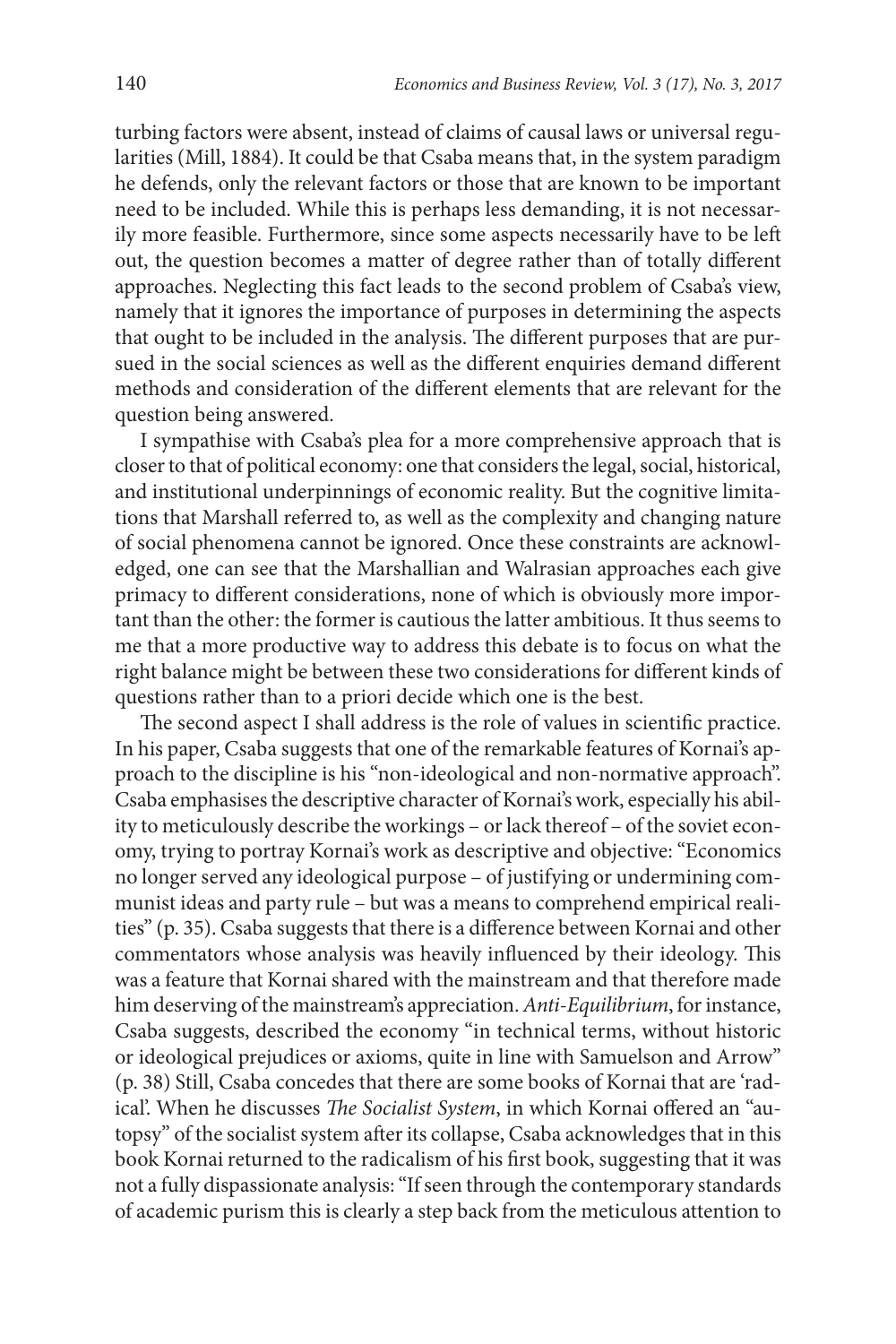turbing factors were absent, instead of claims of causal laws or universal regularities (Mill, 1884). It could be that Csaba means that, in the system paradigm he defends, only the relevant factors or those that are known to be important need to be included. While this is perhaps less demanding, it is not necessarily more feasible. Furthermore, since some aspects necessarily have to be left out, the question becomes a matter of degree rather than of totally different approaches. Neglecting this fact leads to the second problem of Csaba's view, namely that it ignores the importance of purposes in determining the aspects that ought to be included in the analysis. The different purposes that are pursued in the social sciences as well as the different enquiries demand different methods and consideration of the different elements that are relevant for the question being answered.

I sympathise with Csaba's plea for a more comprehensive approach that is closer to that of political economy: one that considers the legal, social, historical, and institutional underpinnings of economic reality. But the cognitive limitations that Marshall referred to, as well as the complexity and changing nature of social phenomena cannot be ignored. Once these constraints are acknowledged, one can see that the Marshallian and Walrasian approaches each give primacy to different considerations, none of which is obviously more important than the other: the former is cautious the latter ambitious. It thus seems to me that a more productive way to address this debate is to focus on what the right balance might be between these two considerations for different kinds of questions rather than to a priori decide which one is the best.

The second aspect I shall address is the role of values in scientific practice. In his paper, Csaba suggests that one of the remarkable features of Kornai's approach to the discipline is his "non-ideological and non-normative approach". Csaba emphasises the descriptive character of Kornai's work, especially his ability to meticulously describe the workings – or lack thereof – of the soviet economy, trying to portray Kornai's work as descriptive and objective: "Economics no longer served any ideological purpose – of justifying or undermining communist ideas and party rule – but was a means to comprehend empirical realities" (p. 35). Csaba suggests that there is a difference between Kornai and other commentators whose analysis was heavily influenced by their ideology. This was a feature that Kornai shared with the mainstream and that therefore made him deserving of the mainstream's appreciation. *Anti-Equilibrium*, for instance, Csaba suggests, described the economy "in technical terms, without historic or ideological prejudices or axioms, quite in line with Samuelson and Arrow" (p. 38) Still, Csaba concedes that there are some books of Kornai that are 'radical'. When he discusses *The Socialist System*, in which Kornai offered an "autopsy" of the socialist system after its collapse, Csaba acknowledges that in this book Kornai returned to the radicalism of his first book, suggesting that it was not a fully dispassionate analysis: "If seen through the contemporary standards of academic purism this is clearly a step back from the meticulous attention to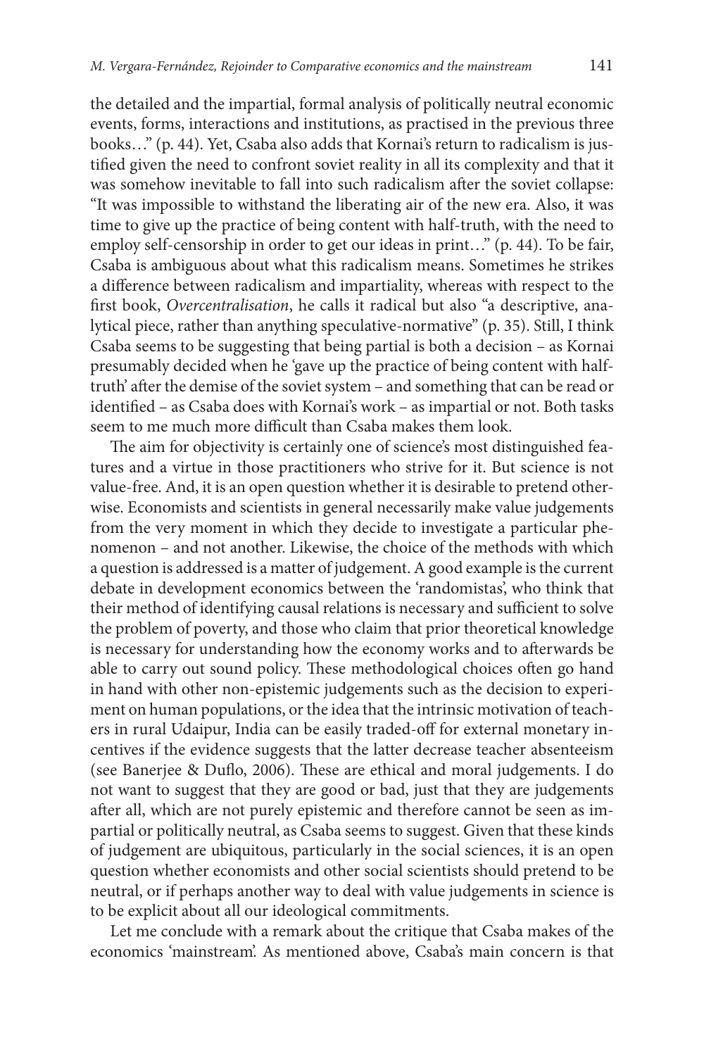the detailed and the impartial, formal analysis of politically neutral economic events, forms, interactions and institutions, as practised in the previous three books…" (p. 44). Yet, Csaba also adds that Kornai's return to radicalism is justified given the need to confront soviet reality in all its complexity and that it was somehow inevitable to fall into such radicalism after the soviet collapse: "It was impossible to withstand the liberating air of the new era. Also, it was time to give up the practice of being content with half-truth, with the need to employ self-censorship in order to get our ideas in print…" (p. 44). To be fair, Csaba is ambiguous about what this radicalism means. Sometimes he strikes a difference between radicalism and impartiality, whereas with respect to the first book, *Overcentralisation*, he calls it radical but also "a descriptive, analytical piece, rather than anything speculative-normative" (p. 35). Still, I think Csaba seems to be suggesting that being partial is both a decision – as Kornai presumably decided when he 'gave up the practice of being content with half-truth' after the demise of the soviet system – and something that can be read or identified – as Csaba does with Kornai's work – as impartial or not. Both tasks seem to me much more difficult than Csaba makes them look.

The aim for objectivity is certainly one of science's most distinguished features and a virtue in those practitioners who strive for it. But science is not value-free. And, it is an open question whether it is desirable to pretend otherwise. Economists and scientists in general necessarily make value judgements from the very moment in which they decide to investigate a particular phenomenon – and not another. Likewise, the choice of the methods with which a question is addressed is a matter of judgement. A good example is the current debate in development economics between the 'randomistas', who think that their method of identifying causal relations is necessary and sufficient to solve the problem of poverty, and those who claim that prior theoretical knowledge is necessary for understanding how the economy works and to afterwards be able to carry out sound policy. These methodological choices often go hand in hand with other non-epistemic judgements such as the decision to experiment on human populations, or the idea that the intrinsic motivation of teachers in rural Udaipur, India can be easily traded-off for external monetary incentives if the evidence suggests that the latter decrease teacher absenteeism (see Banerjee & Duflo, 2006). These are ethical and moral judgements. I do not want to suggest that they are good or bad, just that they are judgements after all, which are not purely epistemic and therefore cannot be seen as impartial or politically neutral, as Csaba seems to suggest. Given that these kinds of judgement are ubiquitous, particularly in the social sciences, it is an open question whether economists and other social scientists should pretend to be neutral, or if perhaps another way to deal with value judgements in science is to be explicit about all our ideological commitments.

Let me conclude with a remark about the critique that Csaba makes of the economics 'mainstream'. As mentioned above, Csaba's main concern is that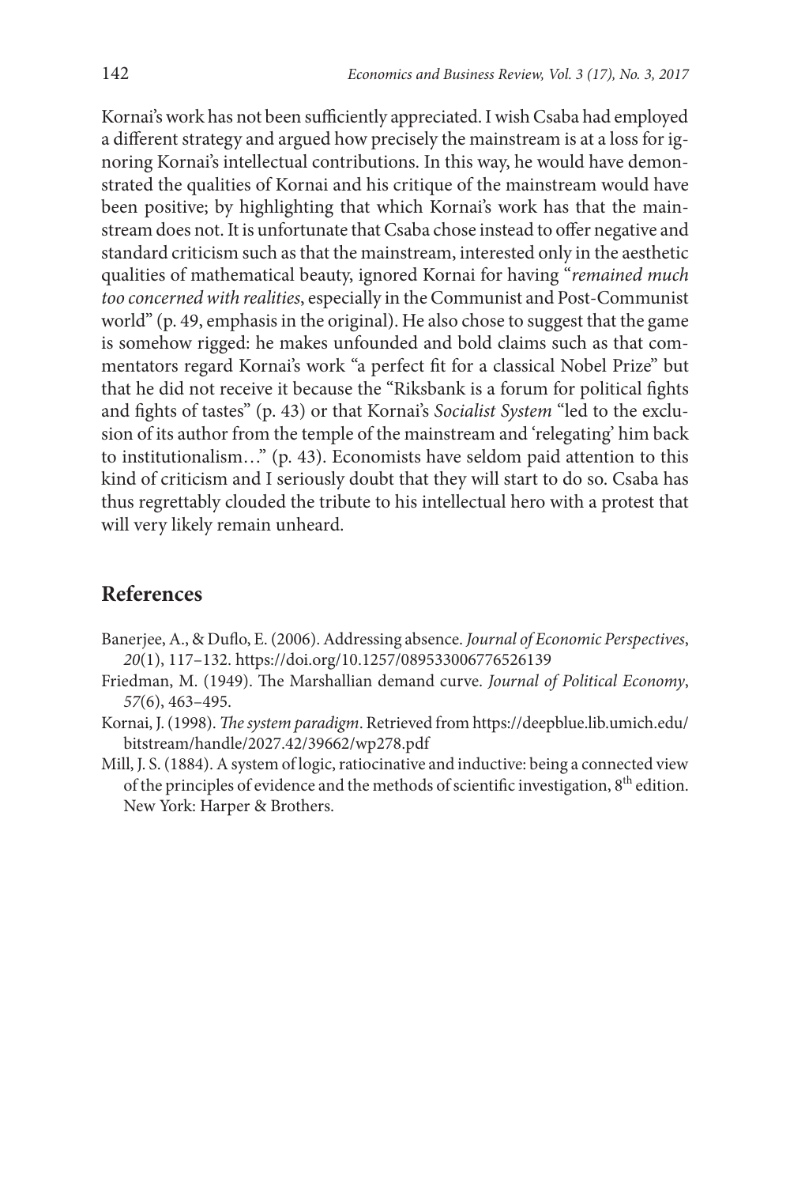Kornai's work has not been sufficiently appreciated. I wish Csaba had employed a different strategy and argued how precisely the mainstream is at a loss for ignoring Kornai's intellectual contributions. In this way, he would have demonstrated the qualities of Kornai and his critique of the mainstream would have been positive; by highlighting that which Kornai's work has that the mainstream does not. It is unfortunate that Csaba chose instead to offer negative and standard criticism such as that the mainstream, interested only in the aesthetic qualities of mathematical beauty, ignored Kornai for having "*remained much too concerned with realities*, especially in the Communist and Post-Communist world" (p. 49, emphasis in the original). He also chose to suggest that the game is somehow rigged: he makes unfounded and bold claims such as that commentators regard Kornai's work "a perfect fit for a classical Nobel Prize" but that he did not receive it because the "Riksbank is a forum for political fights and fights of tastes" (p. 43) or that Kornai's *Socialist System* "led to the exclusion of its author from the temple of the mainstream and 'relegating' him back to institutionalism…" (p. 43). Economists have seldom paid attention to this kind of criticism and I seriously doubt that they will start to do so. Csaba has thus regrettably clouded the tribute to his intellectual hero with a protest that will very likely remain unheard.

## References

Banerjee, A., & Duflo, E. (2006). Addressing absence. *Journal of Economic Perspectives*, *20*(1), 117–132. https://doi.org/10.1257/089533006776526139

Friedman, M. (1949). The Marshallian demand curve. *Journal of Political Economy*, *57*(6), 463–495.

Kornai, J. (1998). *The system paradigm*. Retrieved from https://deepblue.lib.umich.edu/bitstream/handle/2027.42/39662/wp278.pdf

Mill, J. S. (1884). A system of logic, ratiocinative and inductive: being a connected view of the principles of evidence and the methods of scientific investigation, 8th edition. New York: Harper & Brothers.